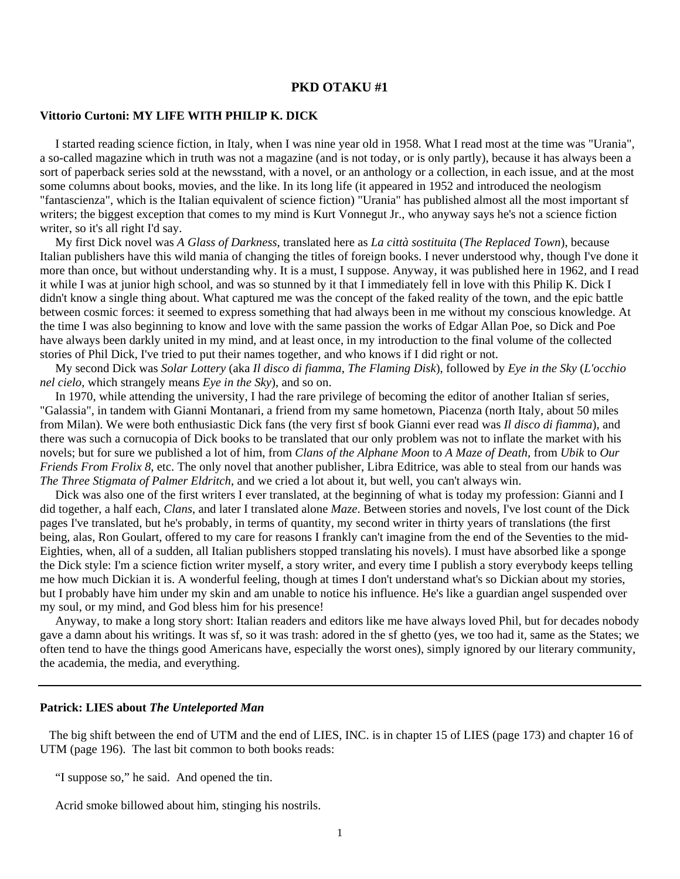# PKD OTAKU #1

## Vittorio Curtoni: MY LIFE WITH PHILIP K. DICK

I started reading science fiction, in Italy, when I was nine year old in 1958. What I read most at the time was "Urania", a so-called magazine which in truth was not a magazine (and is not today, or is only partly), because it has always been a sort of paperback series sold at the newsstand, with a novel, or an anthology or a collection, in each issue, and at the most some columns about books, movies, and the like. In its long life (it appeared in 1952 and introduced the neologism "fantascienza", which is the Italian equivalent of science fiction) "Urania" has published almost all the most important sf writers; the biggest exception that comes to my mind is Kurt Vonnegut Jr., who anyway says he's not a science fiction writer, so it's all right I'd say.

My first Dick novel was *A Glass of Darkness*, translated here as *La città sostituita* (*The Replaced Town*), because Italian publishers have this wild mania of changing the titles of foreign books. I never understood why, though I've done it more than once, but without understanding why. It is a must, I suppose. Anyway, it was published here in 1962, and I read it while I was at junior high school, and was so stunned by it that I immediately fell in love with this Philip K. Dick I didn't know a single thing about. What captured me was the concept of the faked reality of the town, and the epic battle between cosmic forces: it seemed to express something that had always been in me without my conscious knowledge. At the time I was also beginning to know and love with the same passion the works of Edgar Allan Poe, so Dick and Poe have always been darkly united in my mind, and at least once, in my introduction to the final volume of the collected stories of Phil Dick, I've tried to put their names together, and who knows if I did right or not.

My second Dick was *Solar Lottery* (aka *Il disco di fiamma*, *The Flaming Disk*), followed by *Eye in the Sky* (*L'occhio nel cielo*, which strangely means *Eye in the Sky*), and so on.

In 1970, while attending the university, I had the rare privilege of becoming the editor of another Italian sf series, "Galassia", in tandem with Gianni Montanari, a friend from my same hometown, Piacenza (north Italy, about 50 miles from Milan). We were both enthusiastic Dick fans (the very first sf book Gianni ever read was *Il disco di fiamma*), and there was such a cornucopia of Dick books to be translated that our only problem was not to inflate the market with his novels; but for sure we published a lot of him, from *Clans of the Alphane Moon* to *A Maze of Death*, from *Ubik* to *Our Friends From Frolix 8*, etc. The only novel that another publisher, Libra Editrice, was able to steal from our hands was *The Three Stigmata of Palmer Eldritch*, and we cried a lot about it, but well, you can't always win.

Dick was also one of the first writers I ever translated, at the beginning of what is today my profession: Gianni and I did together, a half each, *Clans*, and later I translated alone *Maze*. Between stories and novels, I've lost count of the Dick pages I've translated, but he's probably, in terms of quantity, my second writer in thirty years of translations (the first being, alas, Ron Goulart, offered to my care for reasons I frankly can't imagine from the end of the Seventies to the mid-Eighties, when, all of a sudden, all Italian publishers stopped translating his novels). I must have absorbed like a sponge the Dick style: I'm a science fiction writer myself, a story writer, and every time I publish a story everybody keeps telling me how much Dickian it is. A wonderful feeling, though at times I don't understand what's so Dickian about my stories, but I probably have him under my skin and am unable to notice his influence. He's like a guardian angel suspended over my soul, or my mind, and God bless him for his presence!

Anyway, to make a long story short: Italian readers and editors like me have always loved Phil, but for decades nobody gave a damn about his writings. It was sf, so it was trash: adored in the sf ghetto (yes, we too had it, same as the States; we often tend to have the things good Americans have, especially the worst ones), simply ignored by our literary community, the academia, the media, and everything.

---

## Patrick: LIES about *The Unteleported Man*

The big shift between the end of UTM and the end of LIES, INC. is in chapter 15 of LIES (page 173) and chapter 16 of UTM (page 196). The last bit common to both books reads:

"I suppose so," he said. And opened the tin.

Acrid smoke billowed about him, stinging his nostrils.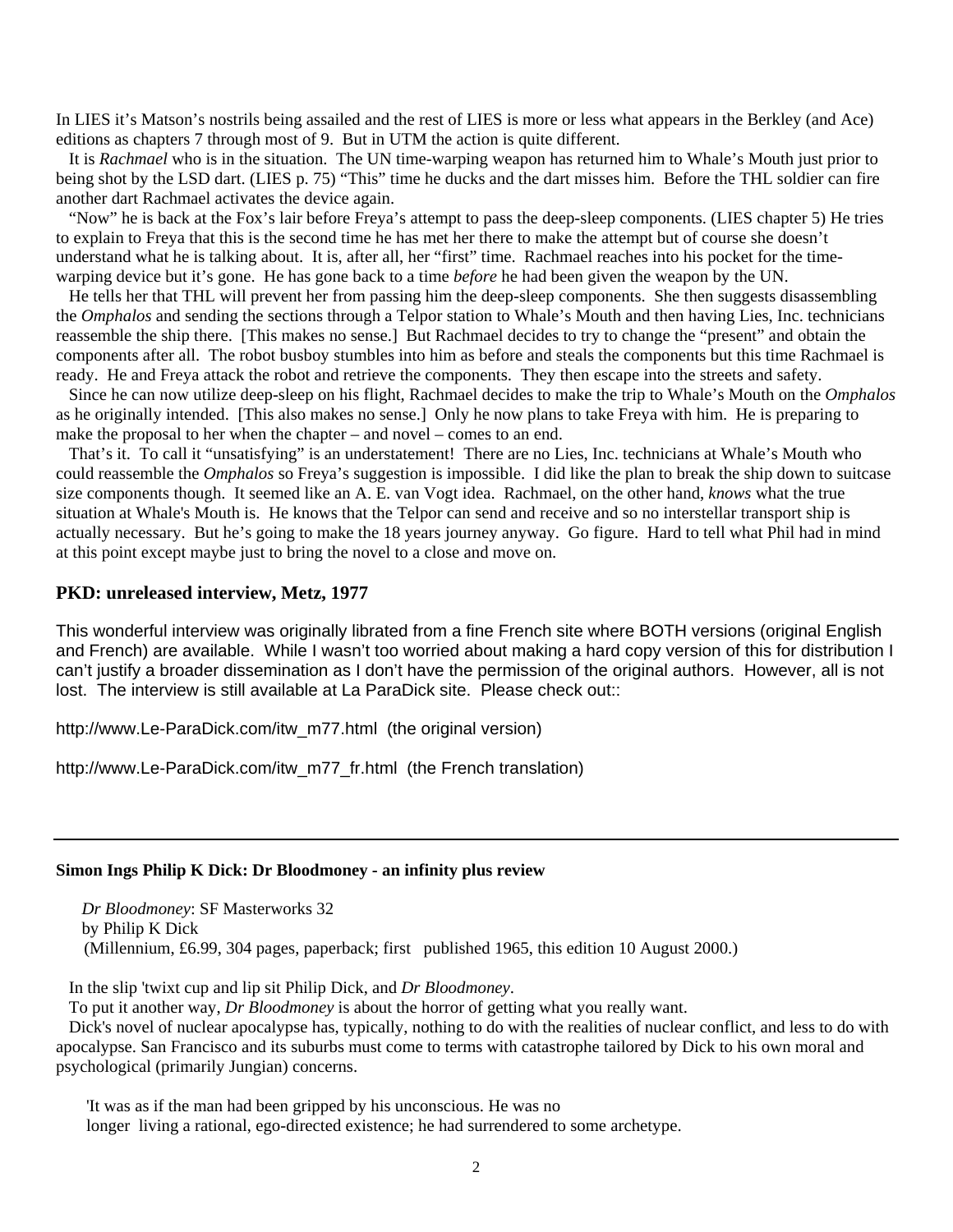In LIES it's Matson's nostrils being assailed and the rest of LIES is more or less what appears in the Berkley (and Ace) editions as chapters 7 through most of 9. But in UTM the action is quite different.

It is *Rachmael* who is in the situation. The UN time-warping weapon has returned him to Whale's Mouth just prior to being shot by the LSD dart. (LIES p. 75) "This" time he ducks and the dart misses him. Before the THL soldier can fire another dart Rachmael activates the device again.

"Now" he is back at the Fox's lair before Freya's attempt to pass the deep-sleep components. (LIES chapter 5) He tries to explain to Freya that this is the second time he has met her there to make the attempt but of course she doesn't understand what he is talking about. It is, after all, her "first" time. Rachmael reaches into his pocket for the time-warping device but it's gone. He has gone back to a time *before* he had been given the weapon by the UN.

He tells her that THL will prevent her from passing him the deep-sleep components. She then suggests disassembling the *Omphalos* and sending the sections through a Telpor station to Whale's Mouth and then having Lies, Inc. technicians reassemble the ship there. [This makes no sense.] But Rachmael decides to try to change the "present" and obtain the components after all. The robot busboy stumbles into him as before and steals the components but this time Rachmael is ready. He and Freya attack the robot and retrieve the components. They then escape into the streets and safety.

Since he can now utilize deep-sleep on his flight, Rachmael decides to make the trip to Whale's Mouth on the *Omphalos* as he originally intended. [This also makes no sense.] Only he now plans to take Freya with him. He is preparing to make the proposal to her when the chapter – and novel – comes to an end.

That's it. To call it "unsatisfying" is an understatement! There are no Lies, Inc. technicians at Whale's Mouth who could reassemble the *Omphalos* so Freya's suggestion is impossible. I did like the plan to break the ship down to suitcase size components though. It seemed like an A. E. van Vogt idea. Rachmael, on the other hand, *knows* what the true situation at Whale's Mouth is. He knows that the Telpor can send and receive and so no interstellar transport ship is actually necessary. But he's going to make the 18 years journey anyway. Go figure. Hard to tell what Phil had in mind at this point except maybe just to bring the novel to a close and move on.

## PKD: unreleased interview, Metz, 1977

This wonderful interview was originally librated from a fine French site where BOTH versions (original English and French) are available. While I wasn't too worried about making a hard copy version of this for distribution I can't justify a broader dissemination as I don't have the permission of the original authors. However, all is not lost. The interview is still available at La ParaDick site. Please check out::

http://www.Le-ParaDick.com/itw_m77.html (the original version)

http://www.Le-ParaDick.com/itw_m77_fr.html (the French translation)

---

### Simon Ings Philip K Dick: Dr Bloodmoney - an infinity plus review

*Dr Bloodmoney*: SF Masterworks 32
by Philip K Dick
(Millennium, £6.99, 304 pages, paperback; first published 1965, this edition 10 August 2000.)

In the slip 'twixt cup and lip sit Philip Dick, and *Dr Bloodmoney*.

To put it another way, *Dr Bloodmoney* is about the horror of getting what you really want.

Dick's novel of nuclear apocalypse has, typically, nothing to do with the realities of nuclear conflict, and less to do with apocalypse. San Francisco and its suburbs must come to terms with catastrophe tailored by Dick to his own moral and psychological (primarily Jungian) concerns.

> 'It was as if the man had been gripped by his unconscious. He was no longer living a rational, ego-directed existence; he had surrendered to some archetype.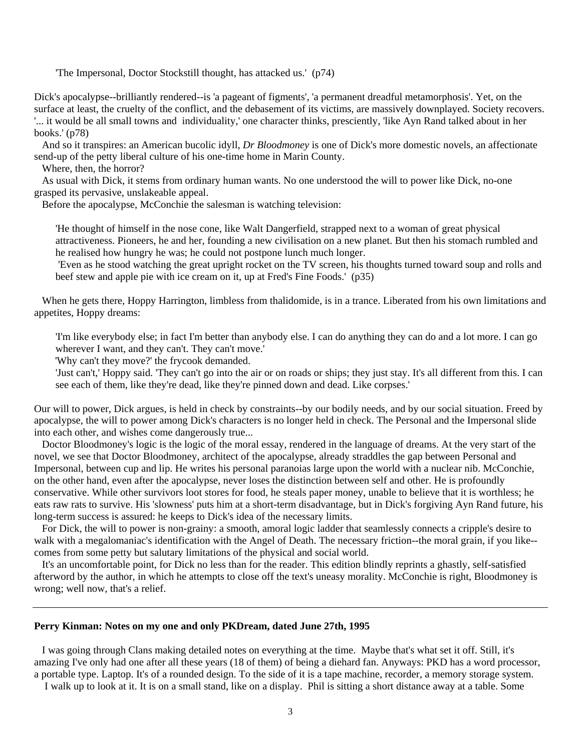'The Impersonal, Doctor Stockstill thought, has attacked us.' (p74)

Dick's apocalypse--brilliantly rendered--is 'a pageant of figments', 'a permanent dreadful metamorphosis'. Yet, on the surface at least, the cruelty of the conflict, and the debasement of its victims, are massively downplayed. Society recovers. '... it would be all small towns and individuality,' one character thinks, presciently, 'like Ayn Rand talked about in her books.' (p78)

And so it transpires: an American bucolic idyll, *Dr Bloodmoney* is one of Dick's more domestic novels, an affectionate send-up of the petty liberal culture of his one-time home in Marin County.

Where, then, the horror?

As usual with Dick, it stems from ordinary human wants. No one understood the will to power like Dick, no-one grasped its pervasive, unslakeable appeal.

Before the apocalypse, McConchie the salesman is watching television:

> 'He thought of himself in the nose cone, like Walt Dangerfield, strapped next to a woman of great physical attractiveness. Pioneers, he and her, founding a new civilisation on a new planet. But then his stomach rumbled and he realised how hungry he was; he could not postpone lunch much longer.
>
> 'Even as he stood watching the great upright rocket on the TV screen, his thoughts turned toward soup and rolls and beef stew and apple pie with ice cream on it, up at Fred's Fine Foods.' (p35)

When he gets there, Hoppy Harrington, limbless from thalidomide, is in a trance. Liberated from his own limitations and appetites, Hoppy dreams:

> 'I'm like everybody else; in fact I'm better than anybody else. I can do anything they can do and a lot more. I can go wherever I want, and they can't. They can't move.'
>
> 'Why can't they move?' the frycook demanded.
>
> 'Just can't,' Hoppy said. 'They can't go into the air or on roads or ships; they just stay. It's all different from this. I can see each of them, like they're dead, like they're pinned down and dead. Like corpses.'

Our will to power, Dick argues, is held in check by constraints--by our bodily needs, and by our social situation. Freed by apocalypse, the will to power among Dick's characters is no longer held in check. The Personal and the Impersonal slide into each other, and wishes come dangerously true...

Doctor Bloodmoney's logic is the logic of the moral essay, rendered in the language of dreams. At the very start of the novel, we see that Doctor Bloodmoney, architect of the apocalypse, already straddles the gap between Personal and Impersonal, between cup and lip. He writes his personal paranoias large upon the world with a nuclear nib. McConchie, on the other hand, even after the apocalypse, never loses the distinction between self and other. He is profoundly conservative. While other survivors loot stores for food, he steals paper money, unable to believe that it is worthless; he eats raw rats to survive. His 'slowness' puts him at a short-term disadvantage, but in Dick's forgiving Ayn Rand future, his long-term success is assured: he keeps to Dick's idea of the necessary limits.

For Dick, the will to power is non-grainy: a smooth, amoral logic ladder that seamlessly connects a cripple's desire to walk with a megalomaniac's identification with the Angel of Death. The necessary friction--the moral grain, if you like--comes from some petty but salutary limitations of the physical and social world.

It's an uncomfortable point, for Dick no less than for the reader. This edition blindly reprints a ghastly, self-satisfied afterword by the author, in which he attempts to close off the text's uneasy morality. McConchie is right, Bloodmoney is wrong; well now, that's a relief.

---

**Perry Kinman: Notes on my one and only PKDream, dated June 27th, 1995**

I was going through Clans making detailed notes on everything at the time. Maybe that's what set it off. Still, it's amazing I've only had one after all these years (18 of them) of being a diehard fan. Anyways: PKD has a word processor, a portable type. Laptop. It's of a rounded design. To the side of it is a tape machine, recorder, a memory storage system.

I walk up to look at it. It is on a small stand, like on a display. Phil is sitting a short distance away at a table. Some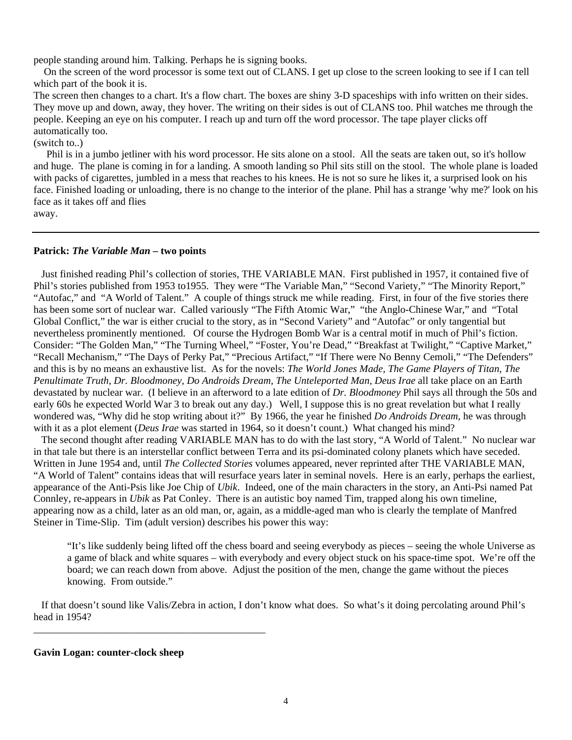people standing around him. Talking. Perhaps he is signing books.

On the screen of the word processor is some text out of CLANS. I get up close to the screen looking to see if I can tell which part of the book it is.

The screen then changes to a chart. It's a flow chart. The boxes are shiny 3-D spaceships with info written on their sides. They move up and down, away, they hover. The writing on their sides is out of CLANS too. Phil watches me through the people. Keeping an eye on his computer. I reach up and turn off the word processor. The tape player clicks off automatically too.

(switch to..)

Phil is in a jumbo jetliner with his word processor. He sits alone on a stool. All the seats are taken out, so it's hollow and huge. The plane is coming in for a landing. A smooth landing so Phil sits still on the stool. The whole plane is loaded with packs of cigarettes, jumbled in a mess that reaches to his knees. He is not so sure he likes it, a surprised look on his face. Finished loading or unloading, there is no change to the interior of the plane. Phil has a strange 'why me?' look on his face as it takes off and flies away.

---

**Patrick: *The Variable Man* – two points**

Just finished reading Phil's collection of stories, THE VARIABLE MAN. First published in 1957, it contained five of Phil's stories published from 1953 to1955. They were "The Variable Man," "Second Variety," "The Minority Report," "Autofac," and "A World of Talent." A couple of things struck me while reading. First, in four of the five stories there has been some sort of nuclear war. Called variously "The Fifth Atomic War," "the Anglo-Chinese War," and "Total Global Conflict," the war is either crucial to the story, as in "Second Variety" and "Autofac" or only tangential but nevertheless prominently mentioned. Of course the Hydrogen Bomb War is a central motif in much of Phil's fiction. Consider: "The Golden Man," "The Turning Wheel," "Foster, You're Dead," "Breakfast at Twilight," "Captive Market," "Recall Mechanism," "The Days of Perky Pat," "Precious Artifact," "If There were No Benny Cemoli," "The Defenders" and this is by no means an exhaustive list. As for the novels: *The World Jones Made*, *The Game Players of Titan*, *The Penultimate Truth*, *Dr. Bloodmoney*, *Do Androids Dream*, *The Unteleported Man*, *Deus Irae* all take place on an Earth devastated by nuclear war. (I believe in an afterword to a late edition of *Dr. Bloodmoney* Phil says all through the 50s and early 60s he expected World War 3 to break out any day.) Well, I suppose this is no great revelation but what I really wondered was, "Why did he stop writing about it?" By 1966, the year he finished *Do Androids Dream*, he was through with it as a plot element (*Deus Irae* was started in 1964, so it doesn't count.) What changed his mind?

The second thought after reading VARIABLE MAN has to do with the last story, "A World of Talent." No nuclear war in that tale but there is an interstellar conflict between Terra and its psi-dominated colony planets which have seceded. Written in June 1954 and, until *The Collected Stories* volumes appeared, never reprinted after THE VARIABLE MAN, "A World of Talent" contains ideas that will resurface years later in seminal novels. Here is an early, perhaps the earliest, appearance of the Anti-Psis like Joe Chip of *Ubik*. Indeed, one of the main characters in the story, an Anti-Psi named Pat Connley, re-appears in *Ubik* as Pat Conley. There is an autistic boy named Tim, trapped along his own timeline, appearing now as a child, later as an old man, or, again, as a middle-aged man who is clearly the template of Manfred Steiner in Time-Slip. Tim (adult version) describes his power this way:

> "It's like suddenly being lifted off the chess board and seeing everybody as pieces – seeing the whole Universe as a game of black and white squares – with everybody and every object stuck on his space-time spot. We're off the board; we can reach down from above. Adjust the position of the men, change the game without the pieces knowing. From outside."

If that doesn't sound like Valis/Zebra in action, I don't know what does. So what's it doing percolating around Phil's head in 1954?

---

**Gavin Logan: counter-clock sheep**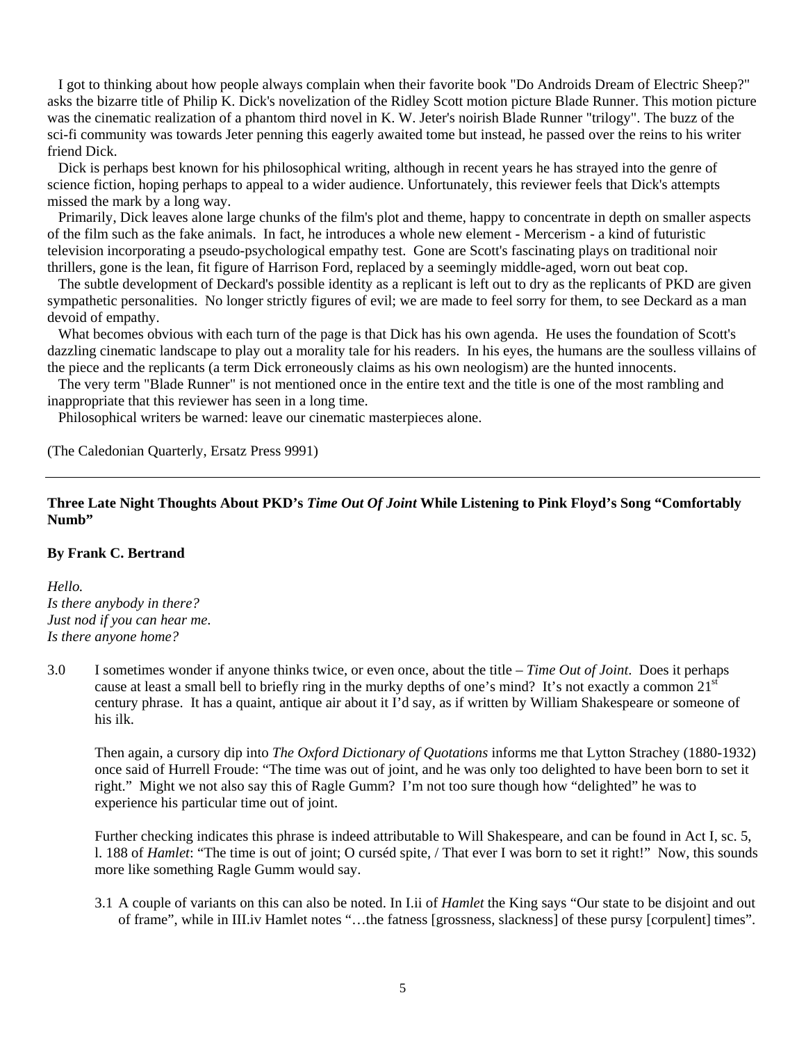I got to thinking about how people always complain when their favorite book "Do Androids Dream of Electric Sheep?" asks the bizarre title of Philip K. Dick's novelization of the Ridley Scott motion picture Blade Runner. This motion picture was the cinematic realization of a phantom third novel in K. W. Jeter's noirish Blade Runner "trilogy". The buzz of the sci-fi community was towards Jeter penning this eagerly awaited tome but instead, he passed over the reins to his writer friend Dick.

Dick is perhaps best known for his philosophical writing, although in recent years he has strayed into the genre of science fiction, hoping perhaps to appeal to a wider audience. Unfortunately, this reviewer feels that Dick's attempts missed the mark by a long way.

Primarily, Dick leaves alone large chunks of the film's plot and theme, happy to concentrate in depth on smaller aspects of the film such as the fake animals. In fact, he introduces a whole new element - Mercerism - a kind of futuristic television incorporating a pseudo-psychological empathy test. Gone are Scott's fascinating plays on traditional noir thrillers, gone is the lean, fit figure of Harrison Ford, replaced by a seemingly middle-aged, worn out beat cop.

The subtle development of Deckard's possible identity as a replicant is left out to dry as the replicants of PKD are given sympathetic personalities. No longer strictly figures of evil; we are made to feel sorry for them, to see Deckard as a man devoid of empathy.

What becomes obvious with each turn of the page is that Dick has his own agenda. He uses the foundation of Scott's dazzling cinematic landscape to play out a morality tale for his readers. In his eyes, the humans are the soulless villains of the piece and the replicants (a term Dick erroneously claims as his own neologism) are the hunted innocents.

The very term "Blade Runner" is not mentioned once in the entire text and the title is one of the most rambling and inappropriate that this reviewer has seen in a long time.

Philosophical writers be warned: leave our cinematic masterpieces alone.

(The Caledonian Quarterly, Ersatz Press 9991)

---

## Three Late Night Thoughts About PKD's *Time Out Of Joint* While Listening to Pink Floyd's Song "Comfortably Numb"

**By Frank C. Bertrand**

*Hello.*
*Is there anybody in there?*
*Just nod if you can hear me.*
*Is there anyone home?*

3.0 I sometimes wonder if anyone thinks twice, or even once, about the title – *Time Out of Joint*. Does it perhaps cause at least a small bell to briefly ring in the murky depths of one's mind? It's not exactly a common 21st century phrase. It has a quaint, antique air about it I'd say, as if written by William Shakespeare or someone of his ilk.

Then again, a cursory dip into *The Oxford Dictionary of Quotations* informs me that Lytton Strachey (1880-1932) once said of Hurrell Froude: "The time was out of joint, and he was only too delighted to have been born to set it right." Might we not also say this of Ragle Gumm? I'm not too sure though how "delighted" he was to experience his particular time out of joint.

Further checking indicates this phrase is indeed attributable to Will Shakespeare, and can be found in Act I, sc. 5, l. 188 of *Hamlet*: "The time is out of joint; O curséd spite, / That ever I was born to set it right!" Now, this sounds more like something Ragle Gumm would say.

3.1 A couple of variants on this can also be noted. In I.ii of *Hamlet* the King says "Our state to be disjoint and out of frame", while in III.iv Hamlet notes "…the fatness [grossness, slackness] of these pursy [corpulent] times".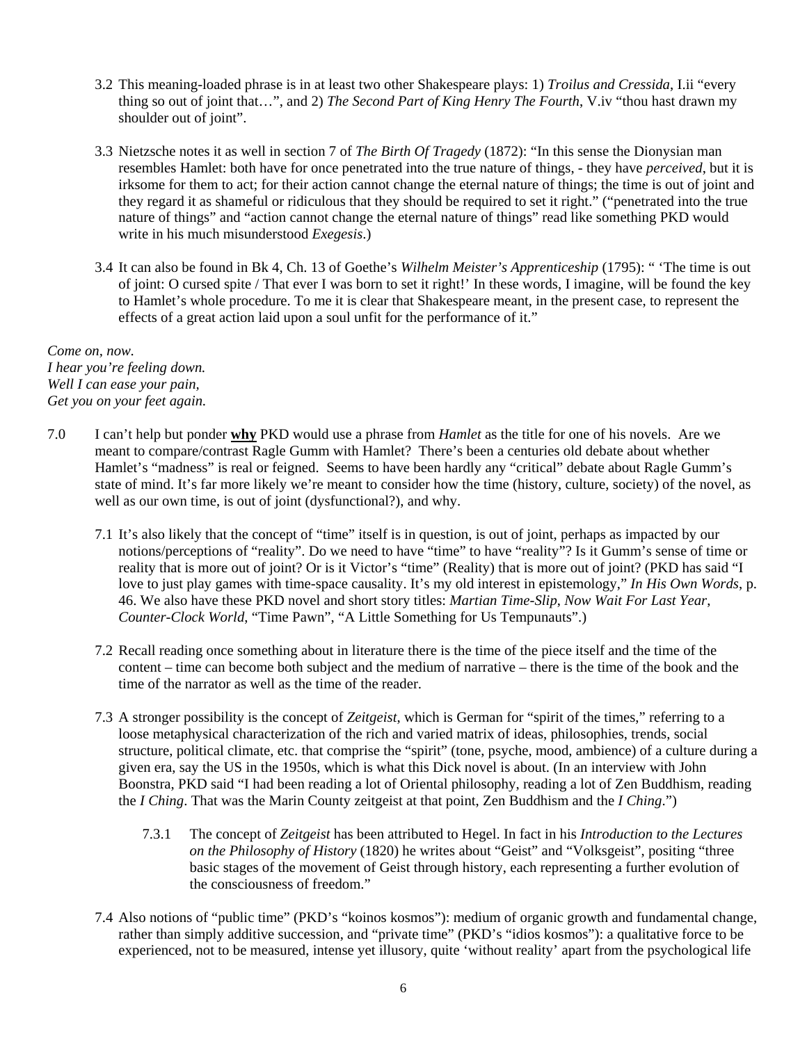3.2 This meaning-loaded phrase is in at least two other Shakespeare plays: 1) *Troilus and Cressida*, I.ii "every thing so out of joint that…", and 2) *The Second Part of King Henry The Fourth*, V.iv "thou hast drawn my shoulder out of joint".

3.3 Nietzsche notes it as well in section 7 of *The Birth Of Tragedy* (1872): "In this sense the Dionysian man resembles Hamlet: both have for once penetrated into the true nature of things, - they have *perceived*, but it is irksome for them to act; for their action cannot change the eternal nature of things; the time is out of joint and they regard it as shameful or ridiculous that they should be required to set it right." ("penetrated into the true nature of things" and "action cannot change the eternal nature of things" read like something PKD would write in his much misunderstood *Exegesis*.)

3.4 It can also be found in Bk 4, Ch. 13 of Goethe's *Wilhelm Meister's Apprenticeship* (1795): " 'The time is out of joint: O cursed spite / That ever I was born to set it right!' In these words, I imagine, will be found the key to Hamlet's whole procedure. To me it is clear that Shakespeare meant, in the present case, to represent the effects of a great action laid upon a soul unfit for the performance of it."

*Come on, now.*
*I hear you're feeling down.*
*Well I can ease your pain,*
*Get you on your feet again.*

7.0 I can't help but ponder **why** PKD would use a phrase from *Hamlet* as the title for one of his novels. Are we meant to compare/contrast Ragle Gumm with Hamlet? There's been a centuries old debate about whether Hamlet's "madness" is real or feigned. Seems to have been hardly any "critical" debate about Ragle Gumm's state of mind. It's far more likely we're meant to consider how the time (history, culture, society) of the novel, as well as our own time, is out of joint (dysfunctional?), and why.

7.1 It's also likely that the concept of "time" itself is in question, is out of joint, perhaps as impacted by our notions/perceptions of "reality". Do we need to have "time" to have "reality"? Is it Gumm's sense of time or reality that is more out of joint? Or is it Victor's "time" (Reality) that is more out of joint? (PKD has said "I love to just play games with time-space causality. It's my old interest in epistemology," *In His Own Words*, p. 46. We also have these PKD novel and short story titles: *Martian Time-Slip*, *Now Wait For Last Year*, *Counter-Clock World*, "Time Pawn", "A Little Something for Us Tempunauts".)

7.2 Recall reading once something about in literature there is the time of the piece itself and the time of the content – time can become both subject and the medium of narrative – there is the time of the book and the time of the narrator as well as the time of the reader.

7.3 A stronger possibility is the concept of *Zeitgeist*, which is German for "spirit of the times," referring to a loose metaphysical characterization of the rich and varied matrix of ideas, philosophies, trends, social structure, political climate, etc. that comprise the "spirit" (tone, psyche, mood, ambience) of a culture during a given era, say the US in the 1950s, which is what this Dick novel is about. (In an interview with John Boonstra, PKD said "I had been reading a lot of Oriental philosophy, reading a lot of Zen Buddhism, reading the *I Ching*. That was the Marin County zeitgeist at that point, Zen Buddhism and the *I Ching*.")

7.3.1 The concept of *Zeitgeist* has been attributed to Hegel. In fact in his *Introduction to the Lectures on the Philosophy of History* (1820) he writes about "Geist" and "Volksgeist", positing "three basic stages of the movement of Geist through history, each representing a further evolution of the consciousness of freedom."

7.4 Also notions of "public time" (PKD's "koinos kosmos"): medium of organic growth and fundamental change, rather than simply additive succession, and "private time" (PKD's "idios kosmos"): a qualitative force to be experienced, not to be measured, intense yet illusory, quite 'without reality' apart from the psychological life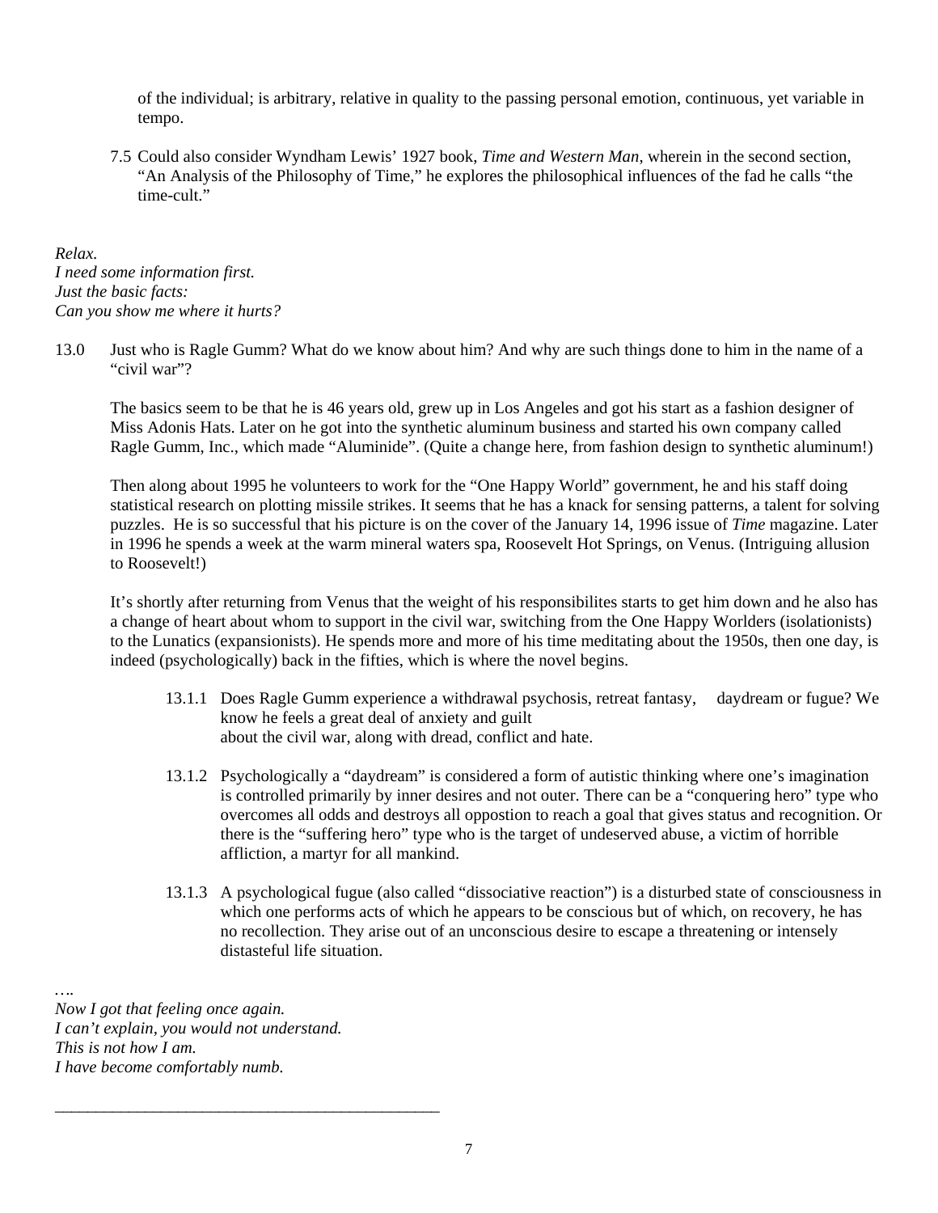of the individual; is arbitrary, relative in quality to the passing personal emotion, continuous, yet variable in tempo.

7.5 Could also consider Wyndham Lewis' 1927 book, *Time and Western Man*, wherein in the second section, "An Analysis of the Philosophy of Time," he explores the philosophical influences of the fad he calls "the time-cult."

*Relax.*
*I need some information first.*
*Just the basic facts:*
*Can you show me where it hurts?*

13.0 Just who is Ragle Gumm? What do we know about him? And why are such things done to him in the name of a "civil war"?

The basics seem to be that he is 46 years old, grew up in Los Angeles and got his start as a fashion designer of Miss Adonis Hats. Later on he got into the synthetic aluminum business and started his own company called Ragle Gumm, Inc., which made "Aluminide". (Quite a change here, from fashion design to synthetic aluminum!)

Then along about 1995 he volunteers to work for the "One Happy World" government, he and his staff doing statistical research on plotting missile strikes. It seems that he has a knack for sensing patterns, a talent for solving puzzles. He is so successful that his picture is on the cover of the January 14, 1996 issue of *Time* magazine. Later in 1996 he spends a week at the warm mineral waters spa, Roosevelt Hot Springs, on Venus. (Intriguing allusion to Roosevelt!)

It's shortly after returning from Venus that the weight of his responsibilites starts to get him down and he also has a change of heart about whom to support in the civil war, switching from the One Happy Worlders (isolationists) to the Lunatics (expansionists). He spends more and more of his time meditating about the 1950s, then one day, is indeed (psychologically) back in the fifties, which is where the novel begins.

13.1.1 Does Ragle Gumm experience a withdrawal psychosis, retreat fantasy, daydream or fugue? We know he feels a great deal of anxiety and guilt about the civil war, along with dread, conflict and hate.

13.1.2 Psychologically a "daydream" is considered a form of autistic thinking where one's imagination is controlled primarily by inner desires and not outer. There can be a "conquering hero" type who overcomes all odds and destroys all oppostion to reach a goal that gives status and recognition. Or there is the "suffering hero" type who is the target of undeserved abuse, a victim of horrible affliction, a martyr for all mankind.

13.1.3 A psychological fugue (also called "dissociative reaction") is a disturbed state of consciousness in which one performs acts of which he appears to be conscious but of which, on recovery, he has no recollection. They arise out of an unconscious desire to escape a threatening or intensely distasteful life situation.

….
*Now I got that feeling once again.*
*I can't explain, you would not understand.*
*This is not how I am.*
*I have become comfortably numb.*

________________________________________________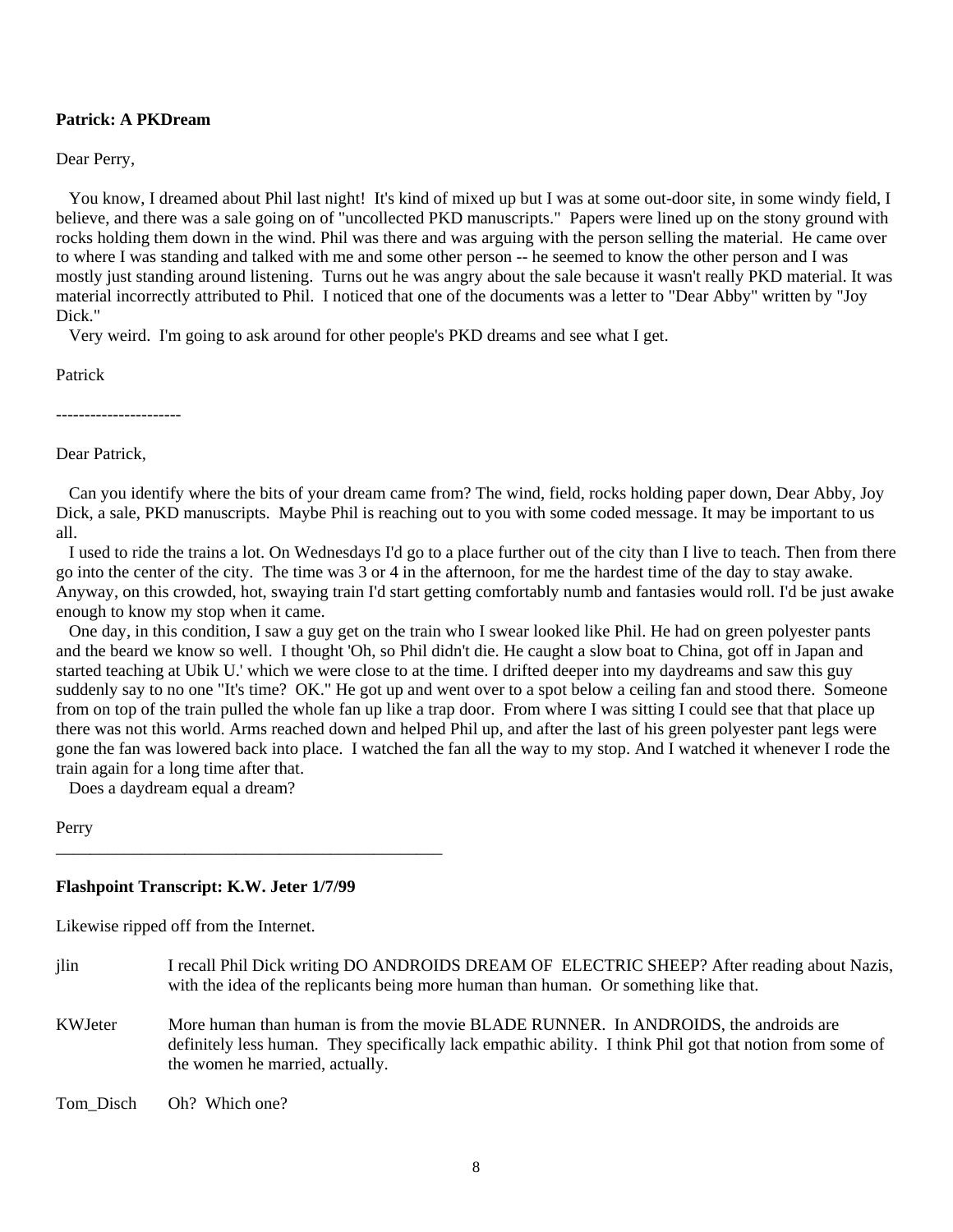**Patrick: A PKDream**

Dear Perry,

You know, I dreamed about Phil last night! It's kind of mixed up but I was at some out-door site, in some windy field, I believe, and there was a sale going on of "uncollected PKD manuscripts." Papers were lined up on the stony ground with rocks holding them down in the wind. Phil was there and was arguing with the person selling the material. He came over to where I was standing and talked with me and some other person -- he seemed to know the other person and I was mostly just standing around listening. Turns out he was angry about the sale because it wasn't really PKD material. It was material incorrectly attributed to Phil. I noticed that one of the documents was a letter to "Dear Abby" written by "Joy Dick."

Very weird. I'm going to ask around for other people's PKD dreams and see what I get.

Patrick

----------------------

Dear Patrick,

Can you identify where the bits of your dream came from? The wind, field, rocks holding paper down, Dear Abby, Joy Dick, a sale, PKD manuscripts. Maybe Phil is reaching out to you with some coded message. It may be important to us all.

I used to ride the trains a lot. On Wednesdays I'd go to a place further out of the city than I live to teach. Then from there go into the center of the city. The time was 3 or 4 in the afternoon, for me the hardest time of the day to stay awake. Anyway, on this crowded, hot, swaying train I'd start getting comfortably numb and fantasies would roll. I'd be just awake enough to know my stop when it came.

One day, in this condition, I saw a guy get on the train who I swear looked like Phil. He had on green polyester pants and the beard we know so well. I thought 'Oh, so Phil didn't die. He caught a slow boat to China, got off in Japan and started teaching at Ubik U.' which we were close to at the time. I drifted deeper into my daydreams and saw this guy suddenly say to no one "It's time? OK." He got up and went over to a spot below a ceiling fan and stood there. Someone from on top of the train pulled the whole fan up like a trap door. From where I was sitting I could see that that place up there was not this world. Arms reached down and helped Phil up, and after the last of his green polyester pant legs were gone the fan was lowered back into place. I watched the fan all the way to my stop. And I watched it whenever I rode the train again for a long time after that.

Does a daydream equal a dream?

Perry

---

**Flashpoint Transcript: K.W. Jeter 1/7/99**

Likewise ripped off from the Internet.

jlin — I recall Phil Dick writing DO ANDROIDS DREAM OF ELECTRIC SHEEP? After reading about Nazis, with the idea of the replicants being more human than human. Or something like that.

KWJeter — More human than human is from the movie BLADE RUNNER. In ANDROIDS, the androids are definitely less human. They specifically lack empathic ability. I think Phil got that notion from some of the women he married, actually.

Tom_Disch — Oh? Which one?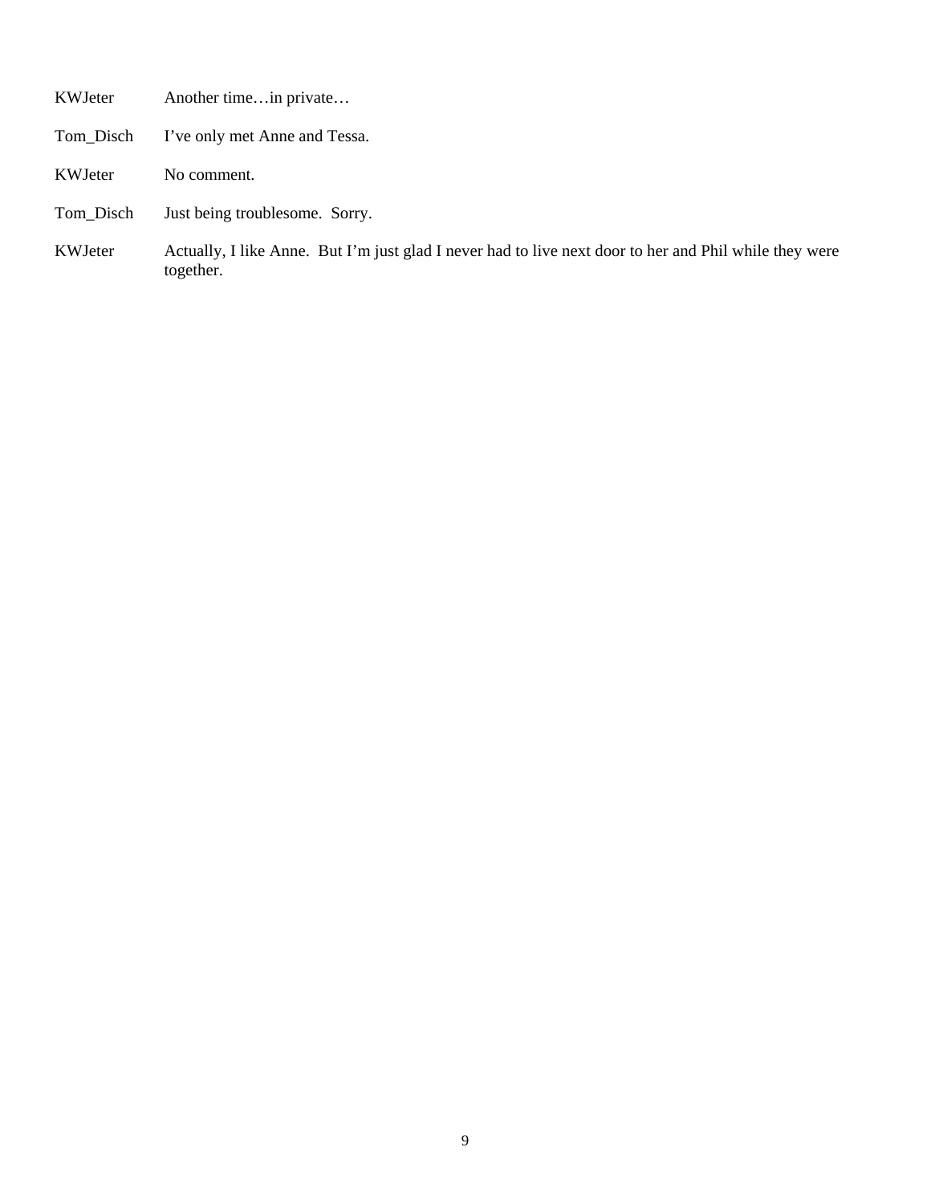KWJeter Another time…in private…

Tom_Disch I've only met Anne and Tessa.

KWJeter No comment.

Tom_Disch Just being troublesome. Sorry.

KWJeter Actually, I like Anne. But I'm just glad I never had to live next door to her and Phil while they were together.